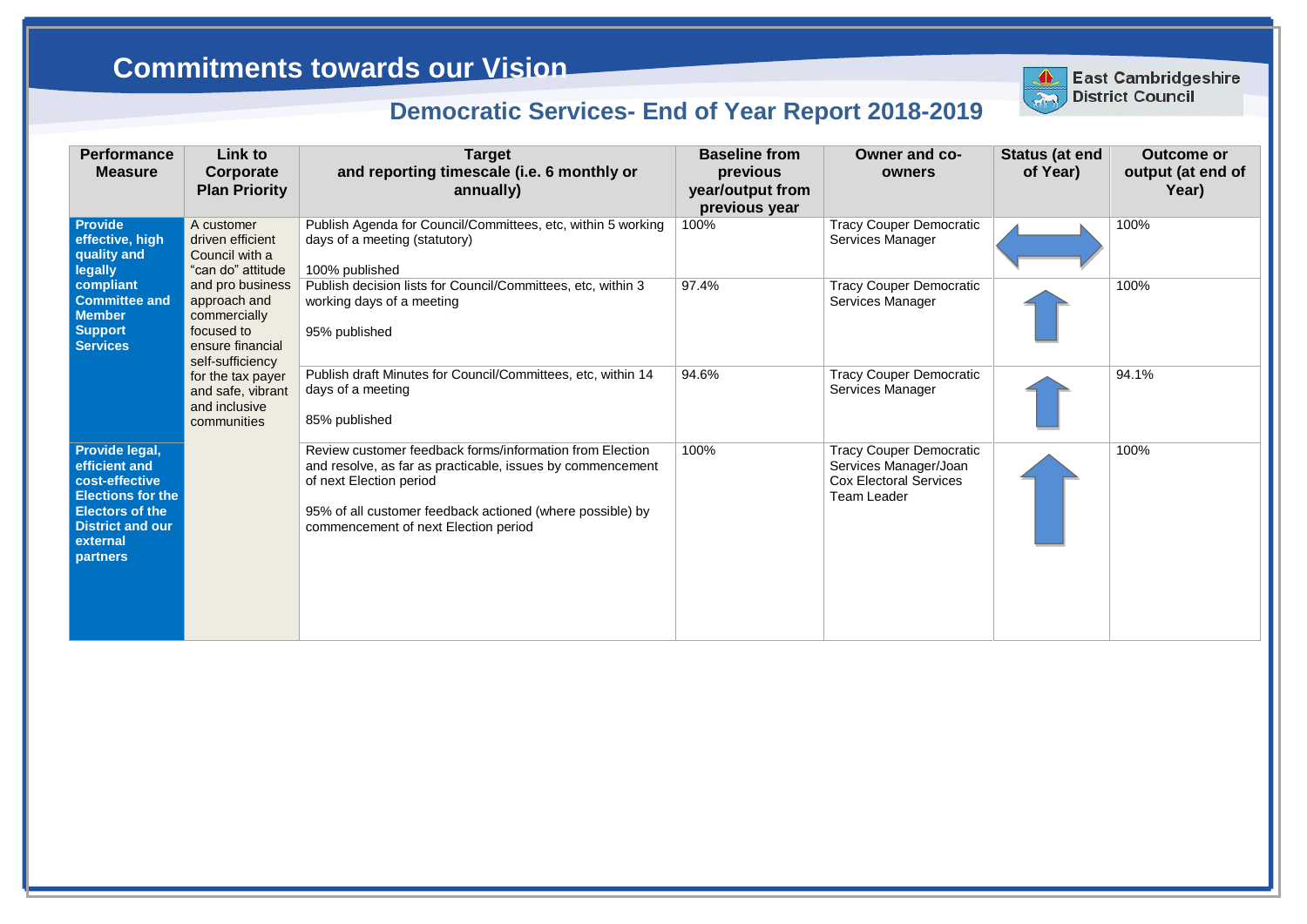# Commitments towards our Vision

East Cambridgeshire District Council

## Democratic Services- End of Year Report 2018-2019

| Performance Measure | Link to Corporate Plan Priority | Target and reporting timescale (i.e. 6 monthly or annually) | Baseline from previous year/output from previous year | Owner and co-owners | Status (at end of Year) | Outcome or output (at end of Year) |
|---|---|---|---|---|---|---|
| **Provide effective, high quality and legally compliant Committee and Member Support Services** | A customer driven efficient Council with a "can do" attitude and pro business approach and commercially focused to ensure financial self-sufficiency for the tax payer and safe, vibrant and inclusive communities | Publish Agenda for Council/Committees, etc, within 5 working days of a meeting (statutory)<br><br>100% published | 100% | Tracy Couper Democratic Services Manager | ↔ | 100% |
| | | Publish decision lists for Council/Committees, etc, within 3 working days of a meeting<br><br>95% published | 97.4% | Tracy Couper Democratic Services Manager | ↑ | 100% |
| | | Publish draft Minutes for Council/Committees, etc, within 14 days of a meeting<br><br>85% published | 94.6% | Tracy Couper Democratic Services Manager | ↑ | 94.1% |
| **Provide legal, efficient and cost-effective Elections for the Electors of the District and our external partners** | | Review customer feedback forms/information from Election and resolve, as far as practicable, issues by commencement of next Election period<br><br>95% of all customer feedback actioned (where possible) by commencement of next Election period | 100% | Tracy Couper Democratic Services Manager/Joan Cox Electoral Services Team Leader | ↑ | 100% |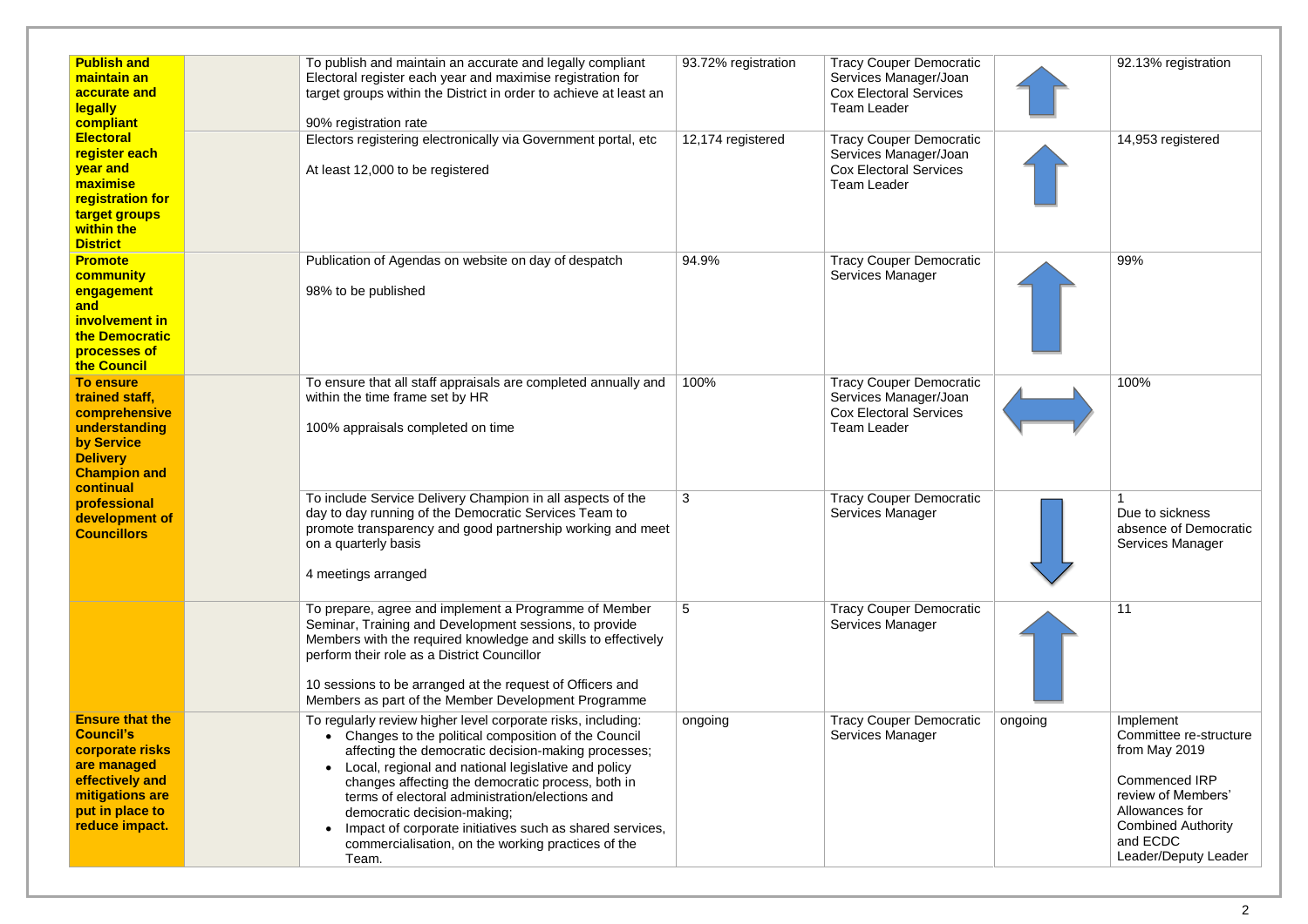| | | | | | | |
|---|---|---|---|---|---|---|
| **Publish and maintain an accurate and legally compliant Electoral register each year and maximise registration for target groups within the District** | | To publish and maintain an accurate and legally compliant Electoral register each year and maximise registration for target groups within the District in order to achieve at least an<br><br>90% registration rate | 93.72% registration | Tracy Couper Democratic Services Manager/Joan Cox Electoral Services Team Leader | ↑ | 92.13% registration |
| | | Electors registering electronically via Government portal, etc<br><br>At least 12,000 to be registered | 12,174 registered | Tracy Couper Democratic Services Manager/Joan Cox Electoral Services Team Leader | ↑ | 14,953 registered |
| **Promote community engagement and involvement in the Democratic processes of the Council** | | Publication of Agendas on website on day of despatch<br><br>98% to be published | 94.9% | Tracy Couper Democratic Services Manager | ↑ | 99% |
| **To ensure trained staff, comprehensive understanding by Service Delivery Champion and continual professional development of Councillors** | | To ensure that all staff appraisals are completed annually and within the time frame set by HR<br><br>100% appraisals completed on time | 100% | Tracy Couper Democratic Services Manager/Joan Cox Electoral Services Team Leader | ↔ | 100% |
| | | To include Service Delivery Champion in all aspects of the day to day running of the Democratic Services Team to promote transparency and good partnership working and meet on a quarterly basis<br><br>4 meetings arranged | 3 | Tracy Couper Democratic Services Manager | ↓ | 1<br>Due to sickness absence of Democratic Services Manager |
| | | To prepare, agree and implement a Programme of Member Seminar, Training and Development sessions, to provide Members with the required knowledge and skills to effectively perform their role as a District Councillor<br><br>10 sessions to be arranged at the request of Officers and Members as part of the Member Development Programme | 5 | Tracy Couper Democratic Services Manager | ↑ | 11 |
| **Ensure that the Council's corporate risks are managed effectively and mitigations are put in place to reduce impact.** | | To regularly review higher level corporate risks, including:<br>• Changes to the political composition of the Council affecting the democratic decision-making processes;<br>• Local, regional and national legislative and policy changes affecting the democratic process, both in terms of electoral administration/elections and democratic decision-making;<br>• Impact of corporate initiatives such as shared services, commercialisation, on the working practices of the Team. | ongoing | Tracy Couper Democratic Services Manager | ongoing | Implement Committee re-structure from May 2019<br><br>Commenced IRP review of Members' Allowances for Combined Authority and ECDC Leader/Deputy Leader |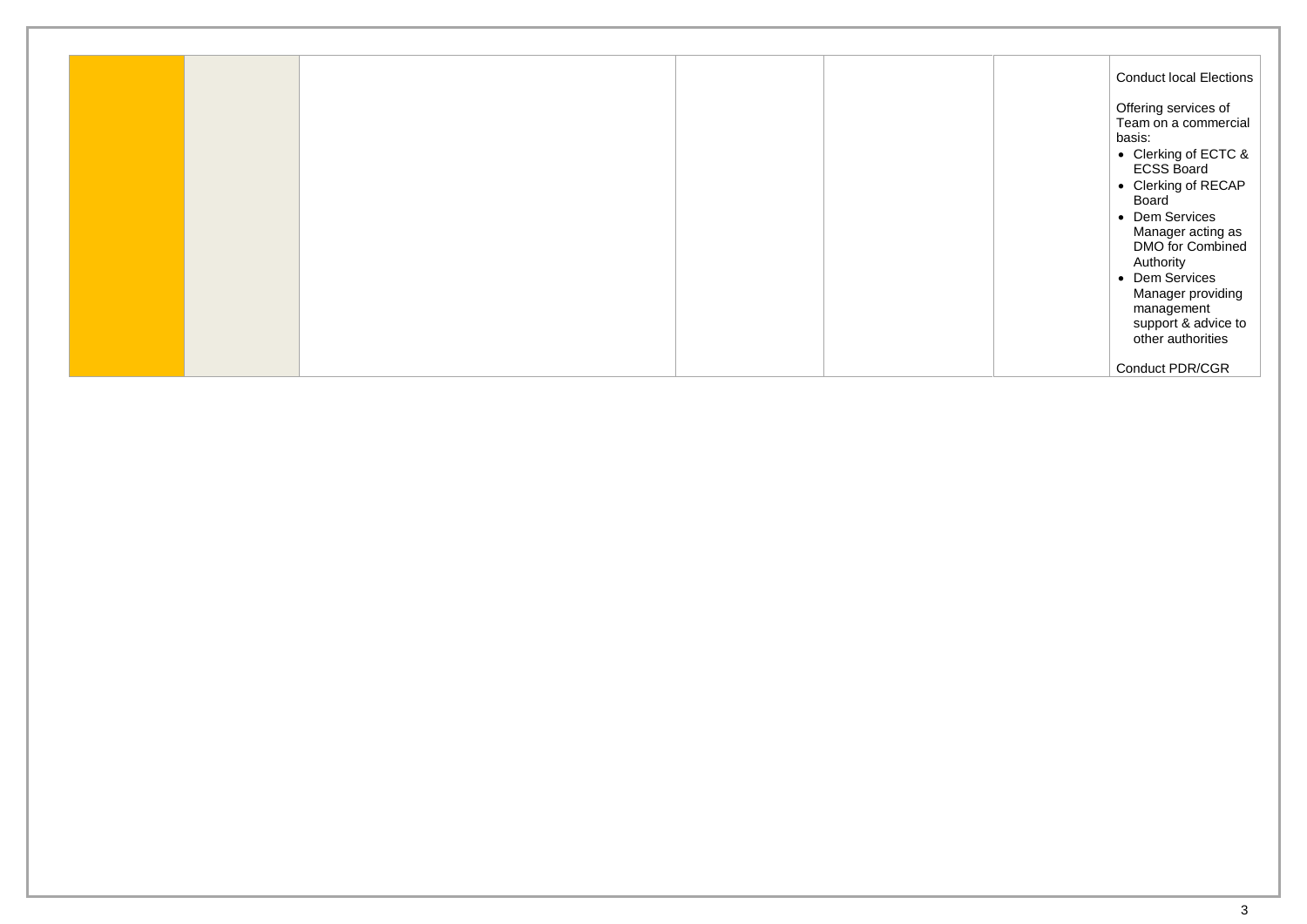| | | | | | | |
|---|---|---|---|---|---|---|
| | | | | | | Conduct local Elections<br><br>Offering services of Team on a commercial basis:<br>• Clerking of ECTC & ECSS Board<br>• Clerking of RECAP Board<br>• Dem Services Manager acting as DMO for Combined Authority<br>• Dem Services Manager providing management support & advice to other authorities<br><br>Conduct PDR/CGR |